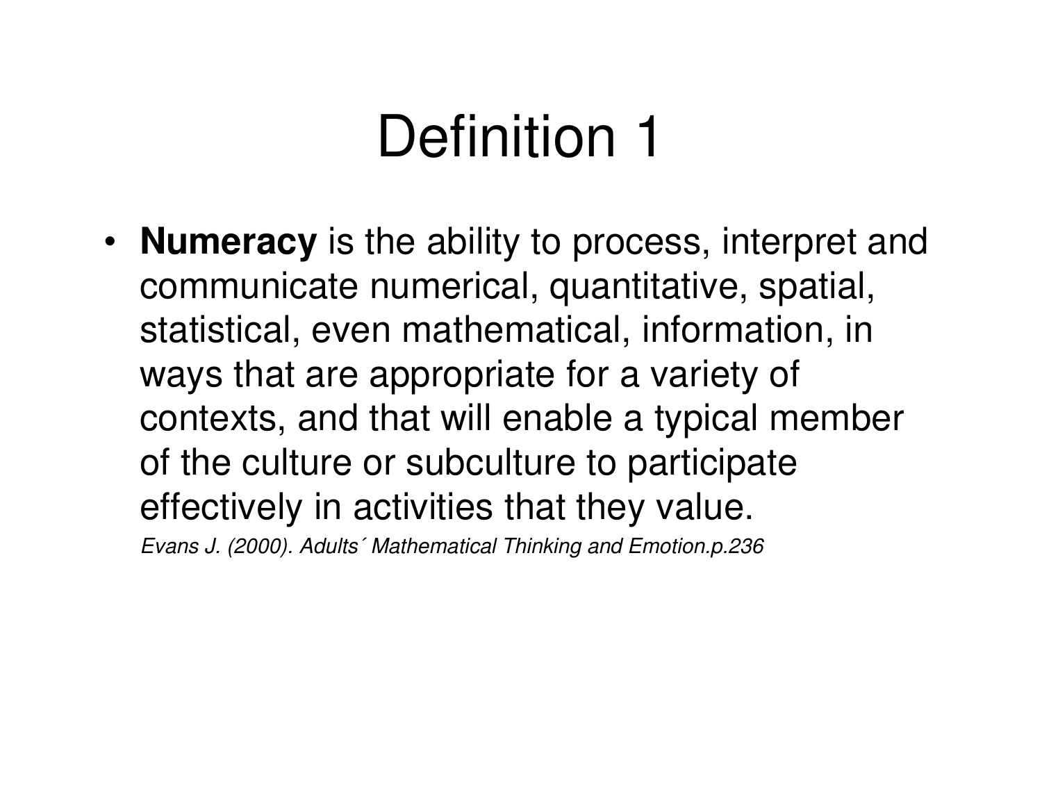# Definition 1

- **Numeracy** is the ability to process, interpret and communicate numerical, quantitative, spatial, statistical, even mathematical, information, in ways that are appropriate for a variety of contexts, and that will enable a typical member of the culture or subculture to participate effectively in activities that they value.

  *Evans J. (2000). Adults´ Mathematical Thinking and Emotion.p.236*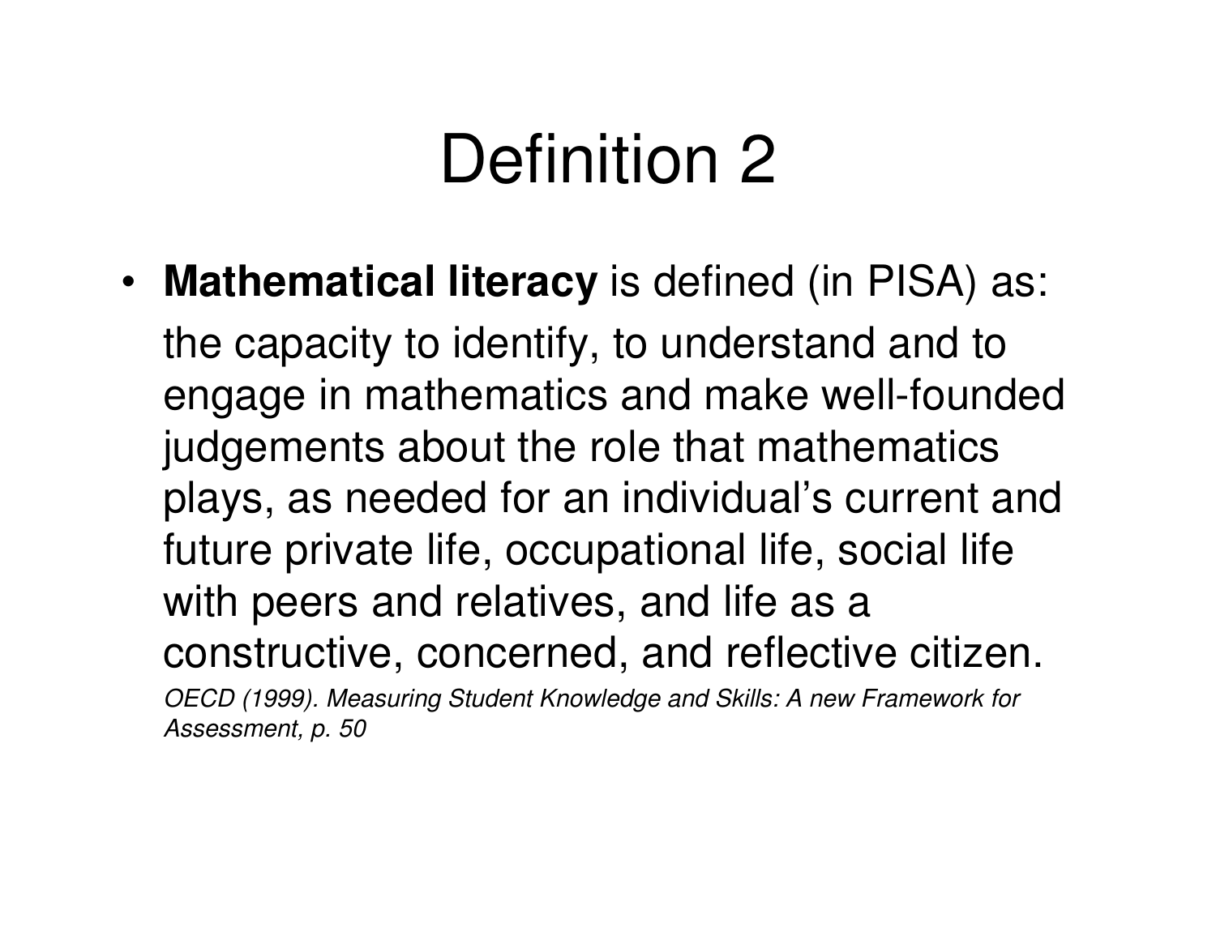# Definition 2

- **Mathematical literacy** is defined (in PISA) as:

  the capacity to identify, to understand and to engage in mathematics and make well-founded judgements about the role that mathematics plays, as needed for an individual's current and future private life, occupational life, social life with peers and relatives, and life as a constructive, concerned, and reflective citizen.

  *OECD (1999). Measuring Student Knowledge and Skills: A new Framework for Assessment, p. 50*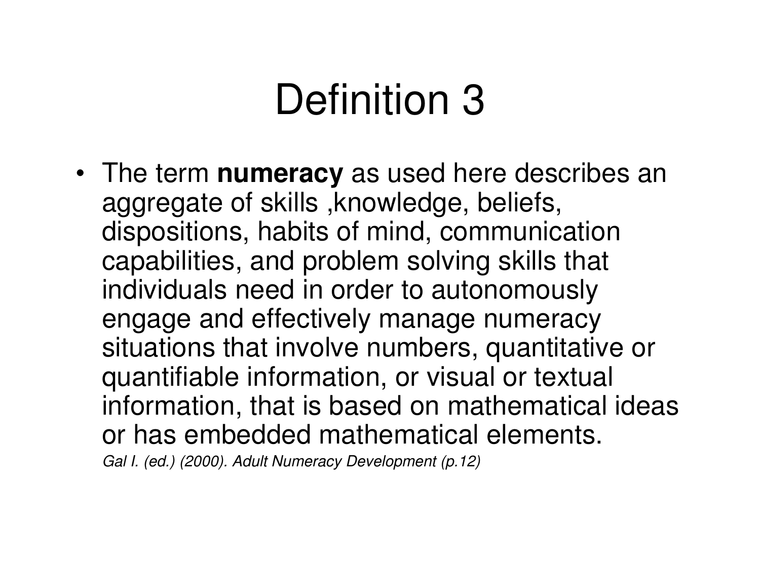# Definition 3

- The term **numeracy** as used here describes an aggregate of skills ,knowledge, beliefs, dispositions, habits of mind, communication capabilities, and problem solving skills that individuals need in order to autonomously engage and effectively manage numeracy situations that involve numbers, quantitative or quantifiable information, or visual or textual information, that is based on mathematical ideas or has embedded mathematical elements.

  *Gal I. (ed.) (2000). Adult Numeracy Development (p.12)*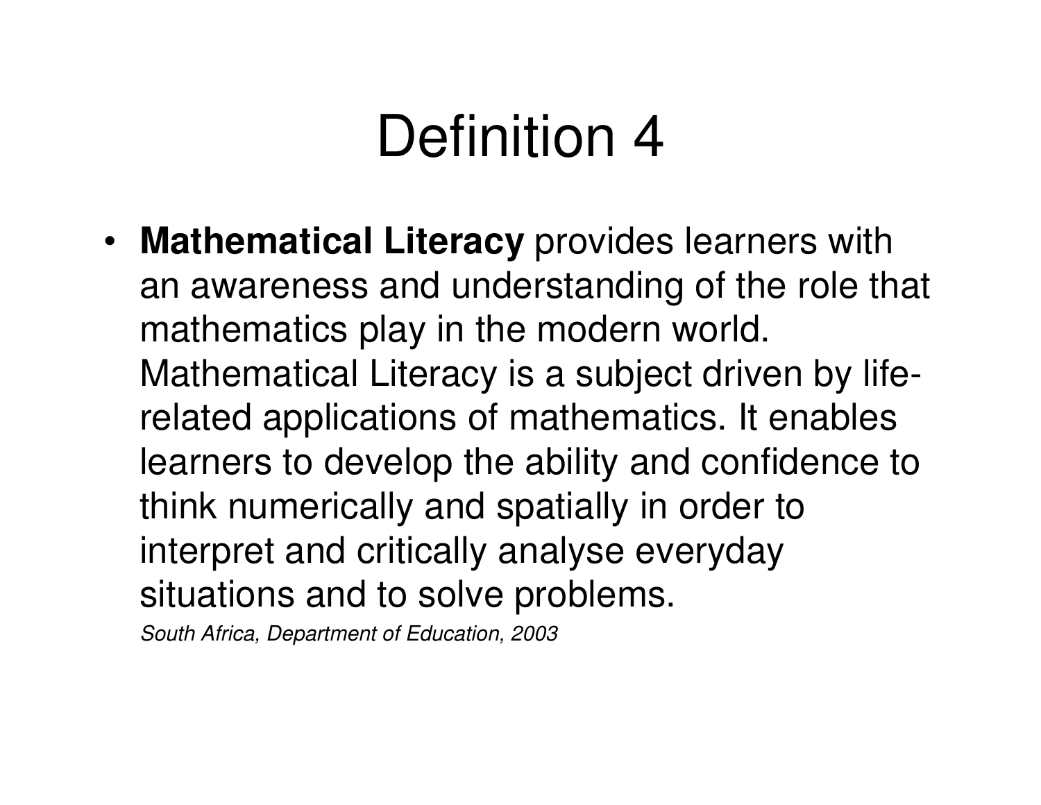# Definition 4

- **Mathematical Literacy** provides learners with an awareness and understanding of the role that mathematics play in the modern world. Mathematical Literacy is a subject driven by life-related applications of mathematics. It enables learners to develop the ability and confidence to think numerically and spatially in order to interpret and critically analyse everyday situations and to solve problems.

  *South Africa, Department of Education, 2003*